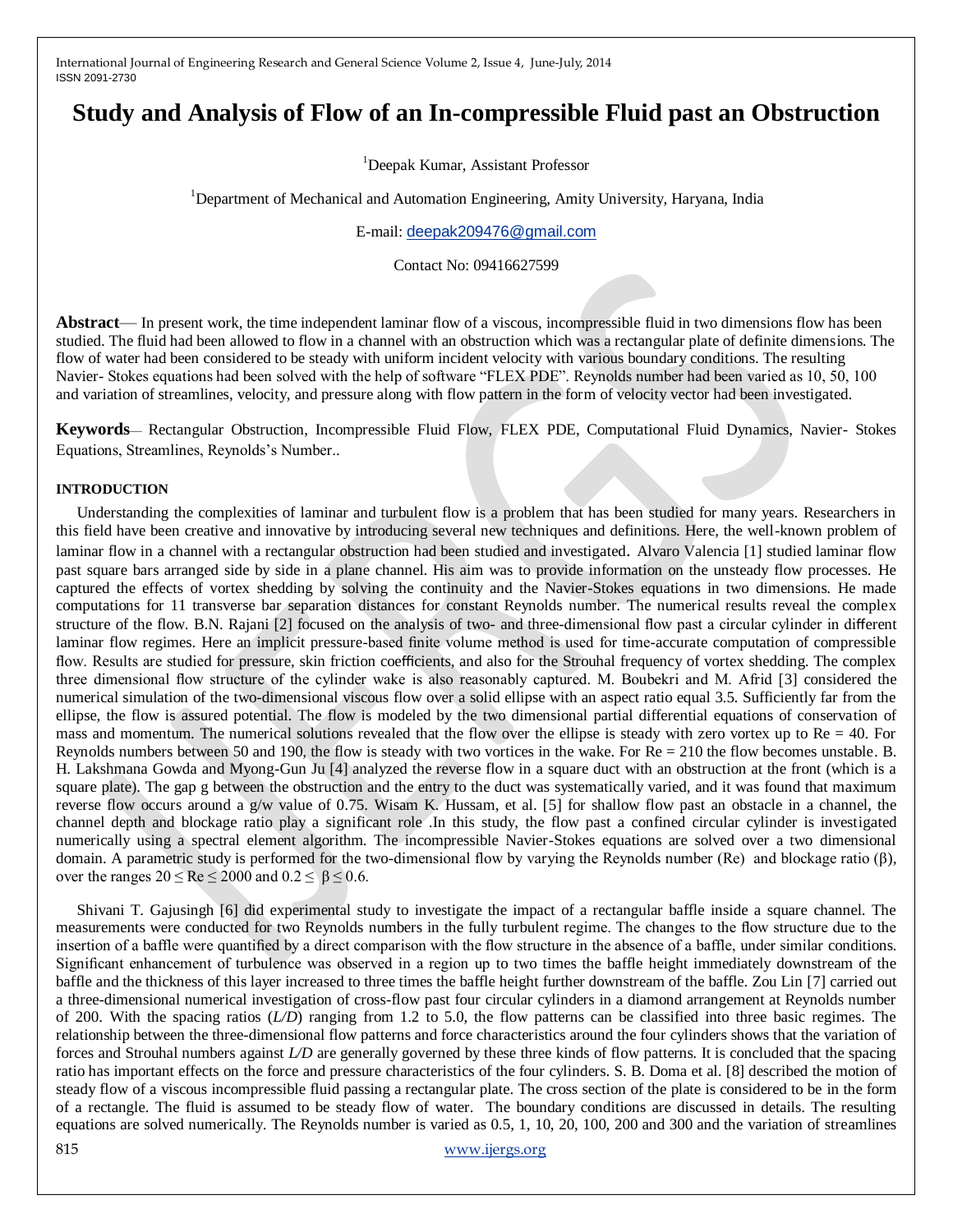# Study and Analysis of Flow of an In-compressible Fluid past an Obstruction

[1]Deepak Kumar, Assistant Professor

[1]Department of Mechanical and Automation Engineering, Amity University, Haryana, India

E-mail: deepak209476@gmail.com

Contact No: 09416627599

**Abstract**— In present work, the time independent laminar flow of a viscous, incompressible fluid in two dimensions flow has been studied. The fluid had been allowed to flow in a channel with an obstruction which was a rectangular plate of definite dimensions. The flow of water had been considered to be steady with uniform incident velocity with various boundary conditions. The resulting Navier- Stokes equations had been solved with the help of software "FLEX PDE". Reynolds number had been varied as 10, 50, 100 and variation of streamlines, velocity, and pressure along with flow pattern in the form of velocity vector had been investigated.

**Keywords**— Rectangular Obstruction, Incompressible Fluid Flow, FLEX PDE, Computational Fluid Dynamics, Navier- Stokes Equations, Streamlines, Reynolds's Number..

## INTRODUCTION

Understanding the complexities of laminar and turbulent flow is a problem that has been studied for many years. Researchers in this field have been creative and innovative by introducing several new techniques and definitions. Here, the well-known problem of laminar flow in a channel with a rectangular obstruction had been studied and investigated. Alvaro Valencia [1] studied laminar flow past square bars arranged side by side in a plane channel. His aim was to provide information on the unsteady flow processes. He captured the effects of vortex shedding by solving the continuity and the Navier-Stokes equations in two dimensions. He made computations for 11 transverse bar separation distances for constant Reynolds number. The numerical results reveal the complex structure of the flow. B.N. Rajani [2] focused on the analysis of two- and three-dimensional flow past a circular cylinder in different laminar flow regimes. Here an implicit pressure-based finite volume method is used for time-accurate computation of compressible flow. Results are studied for pressure, skin friction coefficients, and also for the Strouhal frequency of vortex shedding. The complex three dimensional flow structure of the cylinder wake is also reasonably captured. M. Boubekri and M. Afrid [3] considered the numerical simulation of the two-dimensional viscous flow over a solid ellipse with an aspect ratio equal 3.5. Sufficiently far from the ellipse, the flow is assured potential. The flow is modeled by the two dimensional partial differential equations of conservation of mass and momentum. The numerical solutions revealed that the flow over the ellipse is steady with zero vortex up to Re = 40. For Reynolds numbers between 50 and 190, the flow is steady with two vortices in the wake. For Re = 210 the flow becomes unstable. B. H. Lakshmana Gowda and Myong-Gun Ju [4] analyzed the reverse flow in a square duct with an obstruction at the front (which is a square plate). The gap g between the obstruction and the entry to the duct was systematically varied, and it was found that maximum reverse flow occurs around a g/w value of 0.75. Wisam K. Hussam, et al. [5] for shallow flow past an obstacle in a channel, the channel depth and blockage ratio play a significant role .In this study, the flow past a confined circular cylinder is investigated numerically using a spectral element algorithm. The incompressible Navier-Stokes equations are solved over a two dimensional domain. A parametric study is performed for the two-dimensional flow by varying the Reynolds number (Re) and blockage ratio ($\beta$), over the ranges $20 \leq Re \leq 2000$ and $0.2 \leq \beta \leq 0.6$.

Shivani T. Gajusingh [6] did experimental study to investigate the impact of a rectangular baffle inside a square channel. The measurements were conducted for two Reynolds numbers in the fully turbulent regime. The changes to the flow structure due to the insertion of a baffle were quantified by a direct comparison with the flow structure in the absence of a baffle, under similar conditions. Significant enhancement of turbulence was observed in a region up to two times the baffle height immediately downstream of the baffle and the thickness of this layer increased to three times the baffle height further downstream of the baffle. Zou Lin [7] carried out a three-dimensional numerical investigation of cross-flow past four circular cylinders in a diamond arrangement at Reynolds number of 200. With the spacing ratios (*L/D*) ranging from 1.2 to 5.0, the flow patterns can be classified into three basic regimes. The relationship between the three-dimensional flow patterns and force characteristics around the four cylinders shows that the variation of forces and Strouhal numbers against *L/D* are generally governed by these three kinds of flow patterns. It is concluded that the spacing ratio has important effects on the force and pressure characteristics of the four cylinders. S. B. Doma et al. [8] described the motion of steady flow of a viscous incompressible fluid passing a rectangular plate. The cross section of the plate is considered to be in the form of a rectangle. The fluid is assumed to be steady flow of water. The boundary conditions are discussed in details. The resulting equations are solved numerically. The Reynolds number is varied as 0.5, 1, 10, 20, 100, 200 and 300 and the variation of streamlines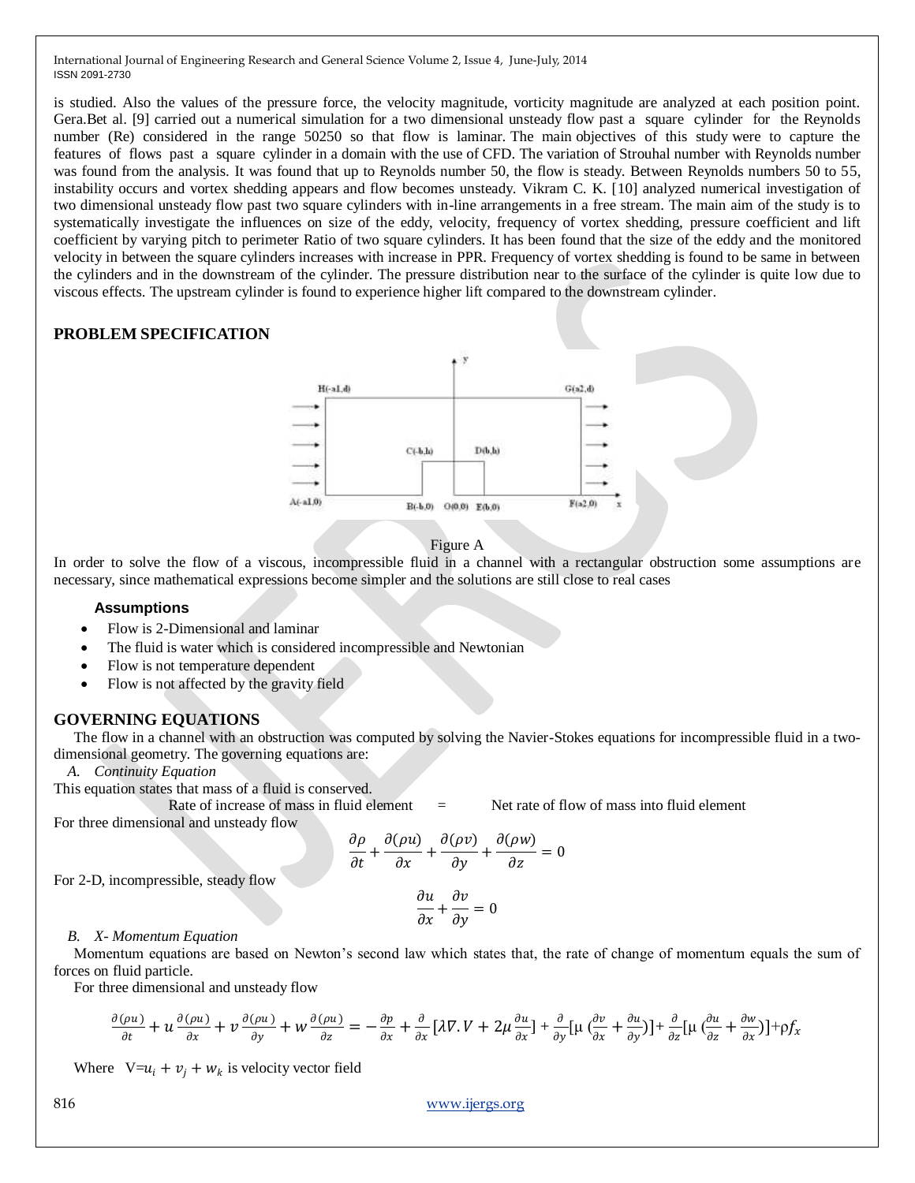is studied. Also the values of the pressure force, the velocity magnitude, vorticity magnitude are analyzed at each position point. Gera.Bet al. [9] carried out a numerical simulation for a two dimensional unsteady flow past a square cylinder for the Reynolds number (Re) considered in the range 50250 so that flow is laminar. The main objectives of this study were to capture the features of flows past a square cylinder in a domain with the use of CFD. The variation of Strouhal number with Reynolds number was found from the analysis. It was found that up to Reynolds number 50, the flow is steady. Between Reynolds numbers 50 to 55, instability occurs and vortex shedding appears and flow becomes unsteady. Vikram C. K. [10] analyzed numerical investigation of two dimensional unsteady flow past two square cylinders with in-line arrangements in a free stream. The main aim of the study is to systematically investigate the influences on size of the eddy, velocity, frequency of vortex shedding, pressure coefficient and lift coefficient by varying pitch to perimeter Ratio of two square cylinders. It has been found that the size of the eddy and the monitored velocity in between the square cylinders increases with increase in PPR. Frequency of vortex shedding is found to be same in between the cylinders and in the downstream of the cylinder. The pressure distribution near to the surface of the cylinder is quite low due to viscous effects. The upstream cylinder is found to experience higher lift compared to the downstream cylinder.

## PROBLEM SPECIFICATION

y

H(-a1,d) G(a2,d)

C(-b,h) D(b,h)

A(-a1,0) B(-b,0) O(0,0) E(b,0) F(a2,0) x

Figure A

In order to solve the flow of a viscous, incompressible fluid in a channel with a rectangular obstruction some assumptions are necessary, since mathematical expressions become simpler and the solutions are still close to real cases

### Assumptions

- Flow is 2-Dimensional and laminar
- The fluid is water which is considered incompressible and Newtonian
- Flow is not temperature dependent
- Flow is not affected by the gravity field

## GOVERNING EQUATIONS

The flow in a channel with an obstruction was computed by solving the Navier-Stokes equations for incompressible fluid in a two-dimensional geometry. The governing equations are:

*A. Continuity Equation*

This equation states that mass of a fluid is conserved.

Rate of increase of mass in fluid element = Net rate of flow of mass into fluid element

For three dimensional and unsteady flow

$$\frac{\partial \rho}{\partial t} + \frac{\partial(\rho u)}{\partial x} + \frac{\partial(\rho v)}{\partial y} + \frac{\partial(\rho w)}{\partial z} = 0$$

For 2-D, incompressible, steady flow

$$\frac{\partial u}{\partial x} + \frac{\partial v}{\partial y} = 0$$

*B. X- Momentum Equation*

Momentum equations are based on Newton's second law which states that, the rate of change of momentum equals the sum of forces on fluid particle.

For three dimensional and unsteady flow

$$\frac{\partial(\rho u)}{\partial t} + u\frac{\partial(\rho u)}{\partial x} + v\frac{\partial(\rho u)}{\partial y} + w\frac{\partial(\rho u)}{\partial z} = -\frac{\partial p}{\partial x} + \frac{\partial}{\partial x}\left[\lambda \nabla . V + 2\mu\frac{\partial u}{\partial x}\right] + \frac{\partial}{\partial y}\left[\mu\left(\frac{\partial v}{\partial x} + \frac{\partial u}{\partial y}\right)\right] + \frac{\partial}{\partial z}\left[\mu\left(\frac{\partial u}{\partial z} + \frac{\partial w}{\partial x}\right)\right] + \rho f_x$$

Where $V = u_i + v_j + w_k$ is velocity vector field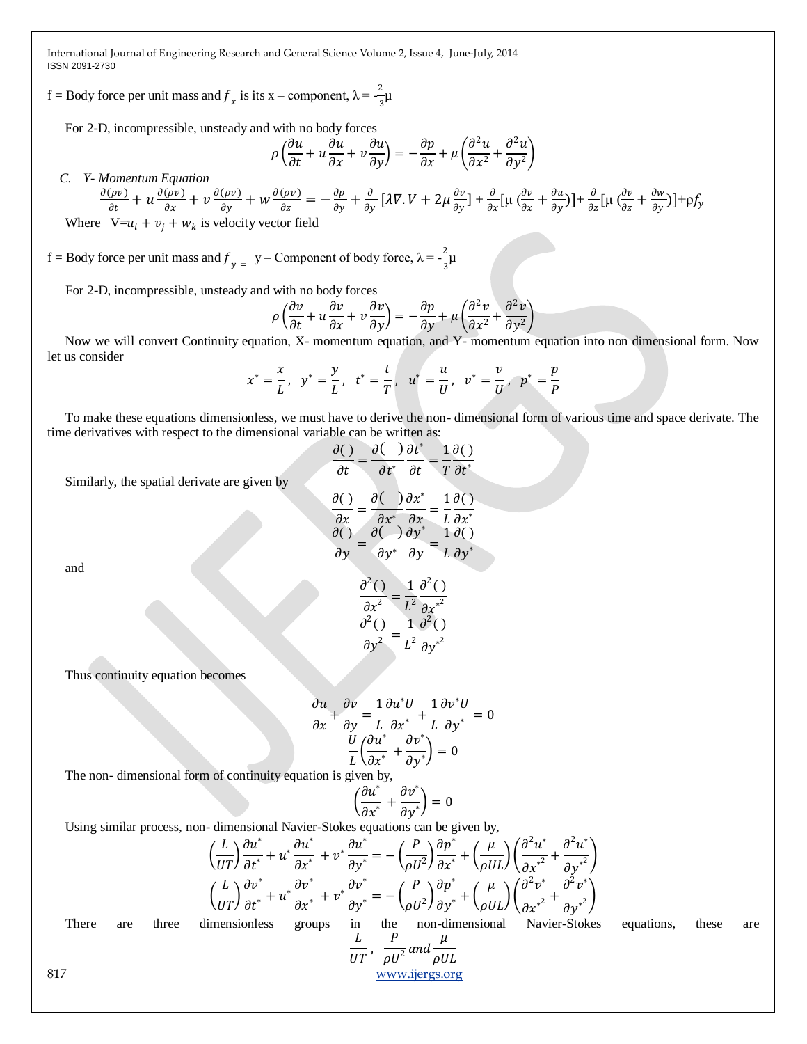f = Body force per unit mass and $f_x$ is its x – component, $\lambda = -\frac{2}{3}\mu$

For 2-D, incompressible, unsteady and with no body forces

$$\rho\left(\frac{\partial u}{\partial t} + u\frac{\partial u}{\partial x} + v\frac{\partial u}{\partial y}\right) = -\frac{\partial p}{\partial x} + \mu\left(\frac{\partial^2 u}{\partial x^2} + \frac{\partial^2 u}{\partial y^2}\right)$$

*C. Y- Momentum Equation*

$$\frac{\partial(\rho v)}{\partial t} + u\frac{\partial(\rho v)}{\partial x} + v\frac{\partial(\rho v)}{\partial y} + w\frac{\partial(\rho v)}{\partial z} = -\frac{\partial p}{\partial y} + \frac{\partial}{\partial y}\left[\lambda\nabla . V + 2\mu\frac{\partial v}{\partial y}\right] + \frac{\partial}{\partial x}\left[\mu\left(\frac{\partial v}{\partial x} + \frac{\partial u}{\partial y}\right)\right] + \frac{\partial}{\partial z}\left[\mu\left(\frac{\partial v}{\partial z} + \frac{\partial w}{\partial y}\right)\right] + \rho f_y$$

Where $V = u_i + v_j + w_k$ is velocity vector field

f = Body force per unit mass and $f_y =$ y – Component of body force, $\lambda = -\frac{2}{3}\mu$

For 2-D, incompressible, unsteady and with no body forces

$$\rho\left(\frac{\partial v}{\partial t} + u\frac{\partial v}{\partial x} + v\frac{\partial v}{\partial y}\right) = -\frac{\partial p}{\partial y} + \mu\left(\frac{\partial^2 v}{\partial x^2} + \frac{\partial^2 v}{\partial y^2}\right)$$

Now we will convert Continuity equation, X- momentum equation, and Y- momentum equation into non dimensional form. Now let us consider

$$x^* = \frac{x}{L},\ \ y^* = \frac{y}{L},\ \ t^* = \frac{t}{T},\ \ u^* = \frac{u}{U},\ \ v^* = \frac{v}{U},\ \ p^* = \frac{p}{P}$$

To make these equations dimensionless, we must have to derive the non- dimensional form of various time and space derivate. The time derivatives with respect to the dimensional variable can be written as:

$$\frac{\partial(\,)}{\partial t} = \frac{\partial(\,)}{\partial t^*}\frac{\partial t^*}{\partial t} = \frac{1}{T}\frac{\partial(\,)}{\partial t^*}$$

Similarly, the spatial derivate are given by

$$\frac{\partial(\,)}{\partial x} = \frac{\partial(\,)}{\partial x^*}\frac{\partial x^*}{\partial x} = \frac{1}{L}\frac{\partial(\,)}{\partial x^*}$$

$$\frac{\partial(\,)}{\partial y} = \frac{\partial(\,)}{\partial y^*}\frac{\partial y^*}{\partial y} = \frac{1}{L}\frac{\partial(\,)}{\partial y^*}$$

and

$$\frac{\partial^2(\,)}{\partial x^2} = \frac{1}{L^2}\frac{\partial^2(\,)}{\partial x^{*2}}$$

$$\frac{\partial^2(\,)}{\partial y^2} = \frac{1}{L^2}\frac{\partial^2(\,)}{\partial y^{*2}}$$

Thus continuity equation becomes

$$\frac{\partial u}{\partial x} + \frac{\partial v}{\partial y} = \frac{1}{L}\frac{\partial u^* U}{\partial x^*} + \frac{1}{L}\frac{\partial v^* U}{\partial y^*} = 0$$

$$\frac{U}{L}\left(\frac{\partial u^*}{\partial x^*} + \frac{\partial v^*}{\partial y^*}\right) = 0$$

The non- dimensional form of continuity equation is given by,

$$\left(\frac{\partial u^*}{\partial x^*} + \frac{\partial v^*}{\partial y^*}\right) = 0$$

Using similar process, non- dimensional Navier-Stokes equations can be given by,

$$\left(\frac{L}{UT}\right)\frac{\partial u^*}{\partial t^*} + u^*\frac{\partial u^*}{\partial x^*} + v^*\frac{\partial u^*}{\partial y^*} = -\left(\frac{P}{\rho U^2}\right)\frac{\partial p^*}{\partial x^*} + \left(\frac{\mu}{\rho UL}\right)\left(\frac{\partial^2 u^*}{\partial x^{*2}} + \frac{\partial^2 u^*}{\partial y^{*2}}\right)$$

$$\left(\frac{L}{UT}\right)\frac{\partial v^*}{\partial t^*} + u^*\frac{\partial v^*}{\partial x^*} + v^*\frac{\partial v^*}{\partial y^*} = -\left(\frac{P}{\rho U^2}\right)\frac{\partial p^*}{\partial y^*} + \left(\frac{\mu}{\rho UL}\right)\left(\frac{\partial^2 v^*}{\partial x^{*2}} + \frac{\partial^2 v^*}{\partial y^{*2}}\right)$$

There are three dimensionless groups in the non-dimensional Navier-Stokes equations, these are

$$\frac{L}{UT},\ \ \frac{P}{\rho U^2}\ and\ \frac{\mu}{\rho UL}$$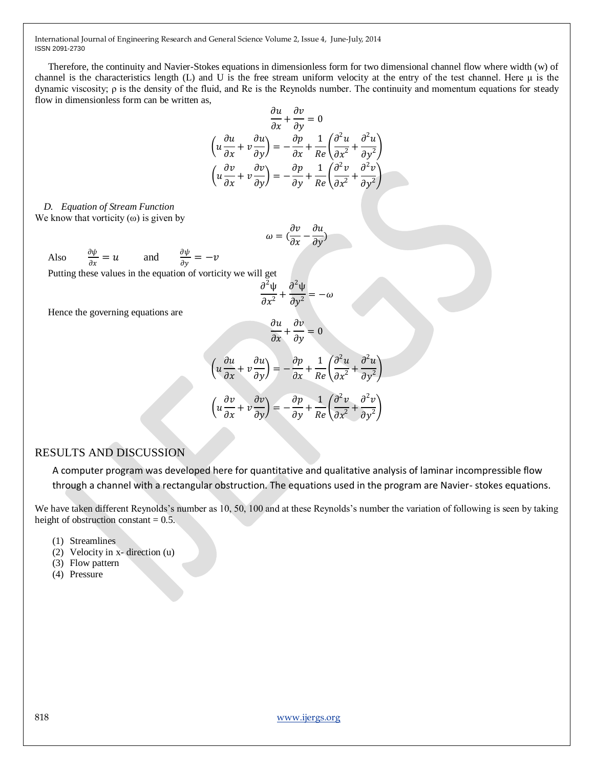Therefore, the continuity and Navier-Stokes equations in dimensionless form for two dimensional channel flow where width (w) of channel is the characteristics length (L) and U is the free stream uniform velocity at the entry of the test channel. Here μ is the dynamic viscosity; ρ is the density of the fluid, and Re is the Reynolds number. The continuity and momentum equations for steady flow in dimensionless form can be written as,

$$\frac{\partial u}{\partial x} + \frac{\partial v}{\partial y} = 0$$

$$\left(u\frac{\partial u}{\partial x} + v\frac{\partial u}{\partial y}\right) = -\frac{\partial p}{\partial x} + \frac{1}{Re}\left(\frac{\partial^2 u}{\partial x^2} + \frac{\partial^2 u}{\partial y^2}\right)$$

$$\left(u\frac{\partial v}{\partial x} + v\frac{\partial v}{\partial y}\right) = -\frac{\partial p}{\partial y} + \frac{1}{Re}\left(\frac{\partial^2 v}{\partial x^2} + \frac{\partial^2 v}{\partial y^2}\right)$$

*D. Equation of Stream Function*

We know that vorticity (ω) is given by

$$\omega = \left(\frac{\partial v}{\partial x} - \frac{\partial u}{\partial y}\right)$$

Also $\frac{\partial \psi}{\partial x} = u$ and $\frac{\partial \psi}{\partial y} = -v$

Putting these values in the equation of vorticity we will get

$$\frac{\partial^2 \psi}{\partial x^2} + \frac{\partial^2 \psi}{\partial y^2} = -\omega$$

Hence the governing equations are

$$\frac{\partial u}{\partial x} + \frac{\partial v}{\partial y} = 0$$

$$\left(u\frac{\partial u}{\partial x} + v\frac{\partial u}{\partial y}\right) = -\frac{\partial p}{\partial x} + \frac{1}{Re}\left(\frac{\partial^2 u}{\partial x^2} + \frac{\partial^2 u}{\partial y^2}\right)$$

$$\left(u\frac{\partial v}{\partial x} + v\frac{\partial v}{\partial y}\right) = -\frac{\partial p}{\partial y} + \frac{1}{Re}\left(\frac{\partial^2 v}{\partial x^2} + \frac{\partial^2 v}{\partial y^2}\right)$$

## RESULTS AND DISCUSSION

A computer program was developed here for quantitative and qualitative analysis of laminar incompressible flow through a channel with a rectangular obstruction. The equations used in the program are Navier- stokes equations.

We have taken different Reynolds's number as 10, 50, 100 and at these Reynolds's number the variation of following is seen by taking height of obstruction constant = 0.5.

(1) Streamlines
(2) Velocity in x- direction (u)
(3) Flow pattern
(4) Pressure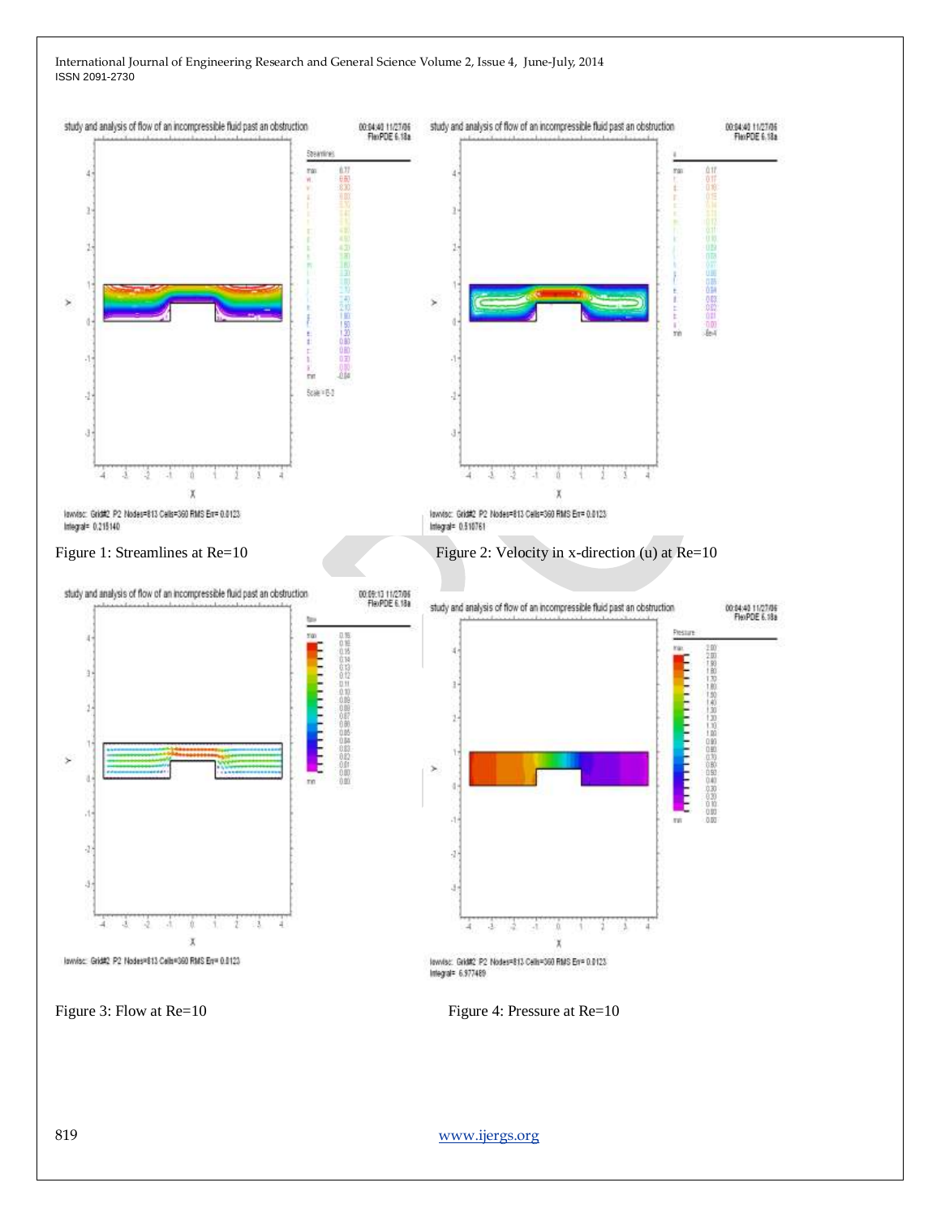study and analysis of flow of an incompressible fluid past an obstruction

Figure 1: Streamlines at Re=10

study and analysis of flow of an incompressible fluid past an obstruction

Figure 2: Velocity in x-direction (u) at Re=10

study and analysis of flow of an incompressible fluid past an obstruction

Figure 3: Flow at Re=10

study and analysis of flow of an incompressible fluid past an obstruction

Figure 4: Pressure at Re=10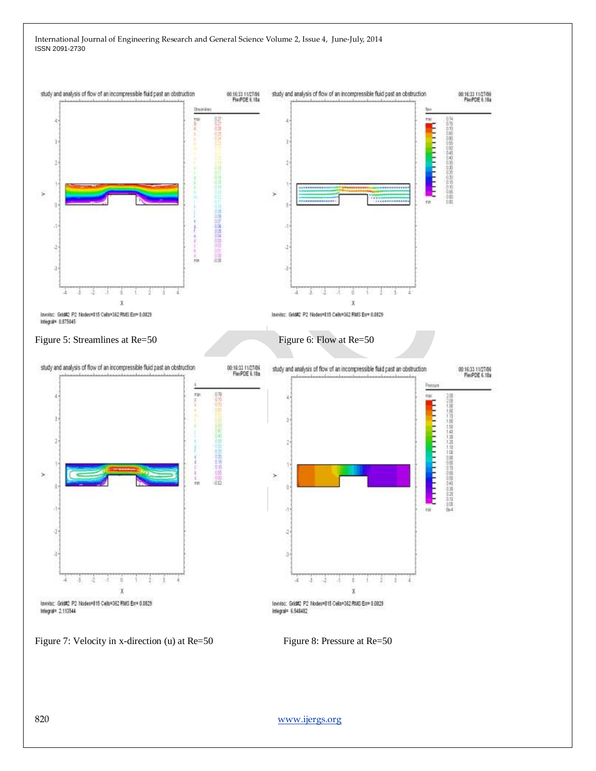study and analysis of flow of an incompressible fluid past an obstruction

00:16:33 11/27/06
FlexPDE 6.18a

Streamlines

lowvisc: Grid#2 P2 Nodes=815 Cells=362 RMS Err= 0.0829
Integral= 0.875045

Figure 5: Streamlines at Re=50

study and analysis of flow of an incompressible fluid past an obstruction

00:16:33 11/27/06
FlexPDE 6.18a

flow

lowvisc: Grid#2 P2 Nodes=815 Cells=362 RMS Err= 0.0829

Figure 6: Flow at Re=50

study and analysis of flow of an incompressible fluid past an obstruction

00:16:33 11/27/06
FlexPDE 6.18a

u

lowvisc: Grid#2 P2 Nodes=815 Cells=362 RMS Err= 0.0829
Integral= 2.113544

Figure 7: Velocity in x-direction (u) at Re=50

study and analysis of flow of an incompressible fluid past an obstruction

00:16:33 11/27/06
FlexPDE 6.18a

Pressure

lowvisc: Grid#2 P2 Nodes=815 Cells=362 RMS Err= 0.0829
Integral= 6.548482

Figure 8: Pressure at Re=50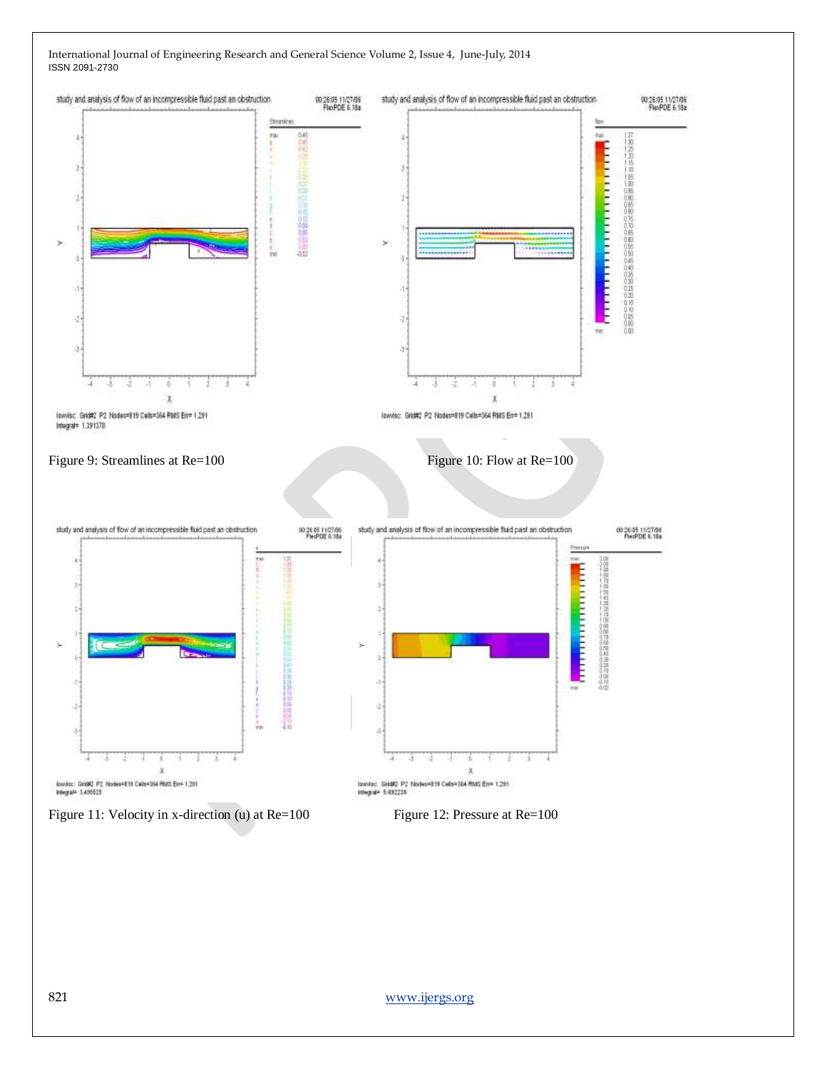study and analysis of flow of an incompressible fluid past an obstruction

Figure 9: Streamlines at Re=100

study and analysis of flow of an incompressible fluid past an obstruction

Figure 10: Flow at Re=100

study and analysis of flow of an incompressible fluid past an obstruction

Figure 11: Velocity in x-direction (u) at Re=100

study and analysis of flow of an incompressible fluid past an obstruction

Figure 12: Pressure at Re=100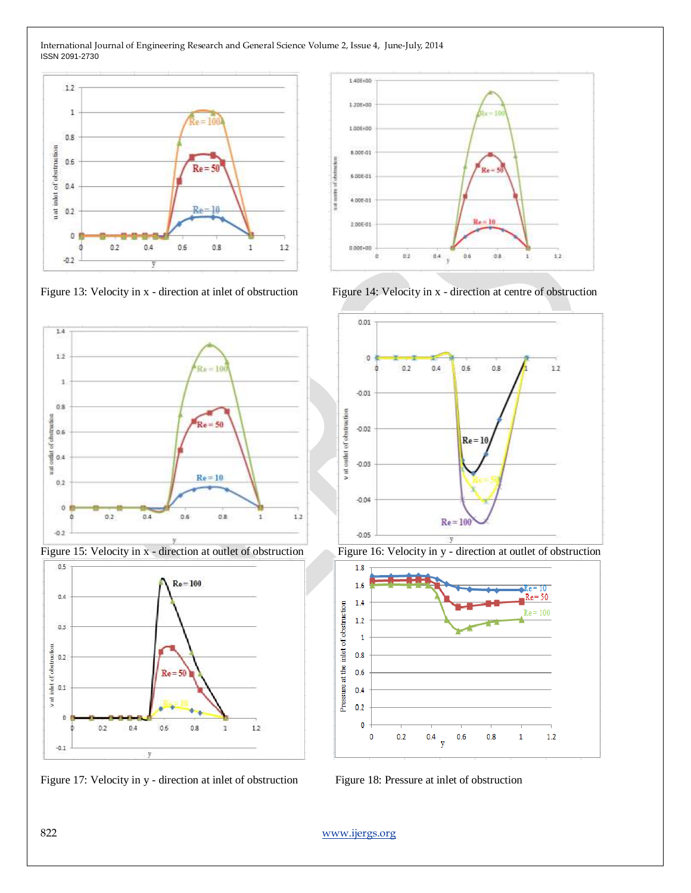1.2
1
0.8
0.6
0.4
0.2
0
-0.2
u at inlet of obstruction
0 0.2 0.4 0.6 0.8 1 1.2
y
Re = 100
Re = 50
Re = 10

Figure 13: Velocity in x - direction at inlet of obstruction

1.40E+00
1.20E+00
1.00E+00
8.00E-01
6.00E-01
4.00E-01
2.00E-01
0.00E+00
u at centre of obstruction
0 0.2 0.4 0.6 0.8 1 1.2
y
Re = 100
Re = 50
Re = 10

Figure 14: Velocity in x - direction at centre of obstruction

1.4
1.2
1
0.8
0.6
0.4
0.2
0
-0.2
u at outlet of obstruction
0 0.2 0.4 0.6 0.8 1 1.2
y
Re = 100
Re = 50
Re = 10

Figure 15: Velocity in x - direction at outlet of obstruction

0.01
0
-0.01
-0.02
-0.03
-0.04
-0.05
v at outlet of obstruction
0 0.2 0.4 0.6 0.8 1 1.2
y
Re = 10
Re = 50
Re = 100

Figure 16: Velocity in y - direction at outlet of obstruction

0.5
0.4
0.3
0.2
0.1
0
-0.1
v at inlet of obstruction
0 0.2 0.4 0.6 0.8 1 1.2
y
Re = 100
Re = 50
Re = 10

Figure 17: Velocity in y - direction at inlet of obstruction

1.8
1.6
1.4
1.2
1
0.8
0.6
0.4
0.2
0
Pressure at the inlet of obstruction
0 0.2 0.4 0.6 0.8 1 1.2
y
Re = 10
Re = 50
Re = 100

Figure 18: Pressure at inlet of obstruction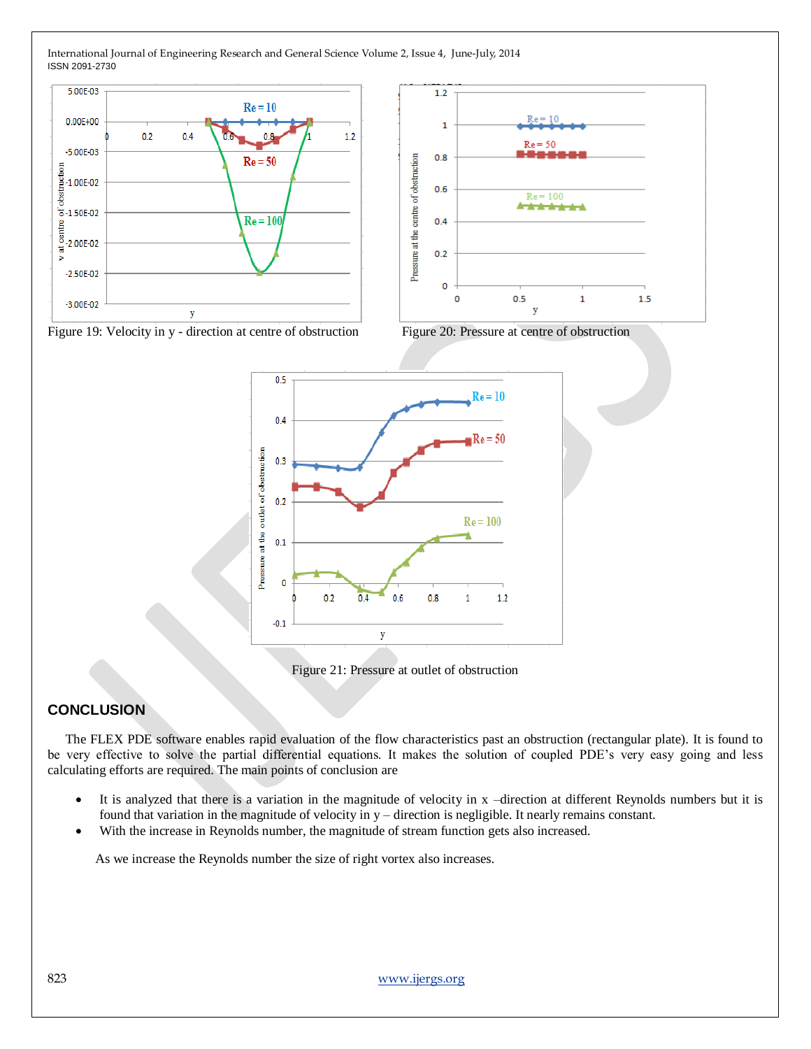5.00E-03
0.00E+00
-5.00E-03
-1.00E-02
-1.50E-02
-2.00E-02
-2.50E-02
-3.00E-02
0 0.2 0.4 0.6 0.8 1 1.2
Re = 10
Re = 50
Re = 100
v at centre of obstruction
y

Figure 19: Velocity in y - direction at centre of obstruction

1.2
1
0.8
0.6
0.4
0.2
0
0 0.5 1 1.5
Re = 10
Re = 50
Re = 100
Pressure at the centre of obstruction
y

Figure 20: Pressure at centre of obstruction

0.5
0.4
0.3
0.2
0.1
0
-0.1
0 0.2 0.4 0.6 0.8 1 1.2
Re = 10
Re = 50
Re = 100
Pressure at the outlet of obstruction
y

Figure 21: Pressure at outlet of obstruction

## CONCLUSION

The FLEX PDE software enables rapid evaluation of the flow characteristics past an obstruction (rectangular plate). It is found to be very effective to solve the partial differential equations. It makes the solution of coupled PDE's very easy going and less calculating efforts are required. The main points of conclusion are

- It is analyzed that there is a variation in the magnitude of velocity in x –direction at different Reynolds numbers but it is found that variation in the magnitude of velocity in y – direction is negligible. It nearly remains constant.
- With the increase in Reynolds number, the magnitude of stream function gets also increased.

As we increase the Reynolds number the size of right vortex also increases.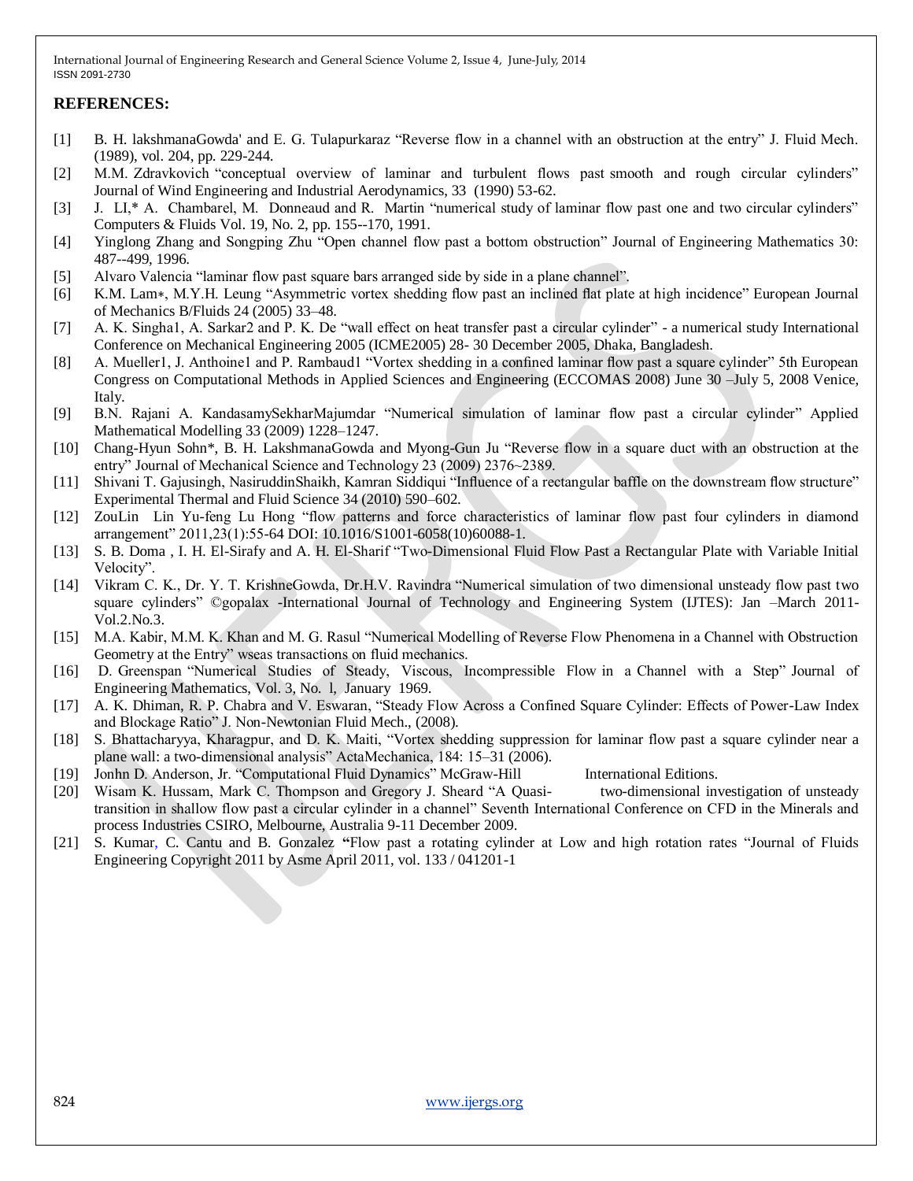## REFERENCES:

[1] B. H. lakshmanaGowda' and E. G. Tulapurkaraz "Reverse flow in a channel with an obstruction at the entry" J. Fluid Mech. (1989), vol. 204, pp. 229-244.

[2] M.M. Zdravkovich "conceptual overview of laminar and turbulent flows past smooth and rough circular cylinders" Journal of Wind Engineering and Industrial Aerodynamics, 33 (1990) 53-62.

[3] J. LI,* A. Chambarel, M. Donneaud and R. Martin "numerical study of laminar flow past one and two circular cylinders" Computers & Fluids Vol. 19, No. 2, pp. 155--170, 1991.

[4] Yinglong Zhang and Songping Zhu "Open channel flow past a bottom obstruction" Journal of Engineering Mathematics 30: 487--499, 1996.

[5] Alvaro Valencia "laminar flow past square bars arranged side by side in a plane channel".

[6] K.M. Lam∗, M.Y.H. Leung "Asymmetric vortex shedding flow past an inclined flat plate at high incidence" European Journal of Mechanics B/Fluids 24 (2005) 33–48.

[7] A. K. Singha1, A. Sarkar2 and P. K. De "wall effect on heat transfer past a circular cylinder" - a numerical study International Conference on Mechanical Engineering 2005 (ICME2005) 28- 30 December 2005, Dhaka, Bangladesh.

[8] A. Mueller1, J. Anthoine1 and P. Rambaud1 "Vortex shedding in a confined laminar flow past a square cylinder" 5th European Congress on Computational Methods in Applied Sciences and Engineering (ECCOMAS 2008) June 30 –July 5, 2008 Venice, Italy.

[9] B.N. Rajani A. KandasamySekharMajumdar "Numerical simulation of laminar flow past a circular cylinder" Applied Mathematical Modelling 33 (2009) 1228–1247.

[10] Chang-Hyun Sohn*, B. H. LakshmanaGowda and Myong-Gun Ju "Reverse flow in a square duct with an obstruction at the entry" Journal of Mechanical Science and Technology 23 (2009) 2376~2389.

[11] Shivani T. Gajusingh, NasiruddinShaikh, Kamran Siddiqui "Influence of a rectangular baffle on the downstream flow structure" Experimental Thermal and Fluid Science 34 (2010) 590–602.

[12] ZouLin Lin Yu-feng Lu Hong "flow patterns and force characteristics of laminar flow past four cylinders in diamond arrangement" 2011,23(1):55-64 DOI: 10.1016/S1001-6058(10)60088-1.

[13] S. B. Doma , I. H. El-Sirafy and A. H. El-Sharif "Two-Dimensional Fluid Flow Past a Rectangular Plate with Variable Initial Velocity".

[14] Vikram C. K., Dr. Y. T. KrishneGowda, Dr.H.V. Ravindra "Numerical simulation of two dimensional unsteady flow past two square cylinders" ©gopalax -International Journal of Technology and Engineering System (IJTES): Jan –March 2011- Vol.2.No.3.

[15] M.A. Kabir, M.M. K. Khan and M. G. Rasul "Numerical Modelling of Reverse Flow Phenomena in a Channel with Obstruction Geometry at the Entry" wseas transactions on fluid mechanics.

[16] D. Greenspan "Numerical Studies of Steady, Viscous, Incompressible Flow in a Channel with a Step" Journal of Engineering Mathematics, Vol. 3, No. l, January 1969.

[17] A. K. Dhiman, R. P. Chabra and V. Eswaran, "Steady Flow Across a Confined Square Cylinder: Effects of Power-Law Index and Blockage Ratio" J. Non-Newtonian Fluid Mech., (2008).

[18] S. Bhattacharyya, Kharagpur, and D. K. Maiti, "Vortex shedding suppression for laminar flow past a square cylinder near a plane wall: a two-dimensional analysis" ActaMechanica, 184: 15–31 (2006).

[19] Jonhn D. Anderson, Jr. "Computational Fluid Dynamics" McGraw-Hill International Editions.

[20] Wisam K. Hussam, Mark C. Thompson and Gregory J. Sheard "A Quasi- two-dimensional investigation of unsteady transition in shallow flow past a circular cylinder in a channel" Seventh International Conference on CFD in the Minerals and process Industries CSIRO, Melbourne, Australia 9-11 December 2009.

[21] S. Kumar, C. Cantu and B. Gonzalez "Flow past a rotating cylinder at Low and high rotation rates "Journal of Fluids Engineering Copyright 2011 by Asme April 2011, vol. 133 / 041201-1